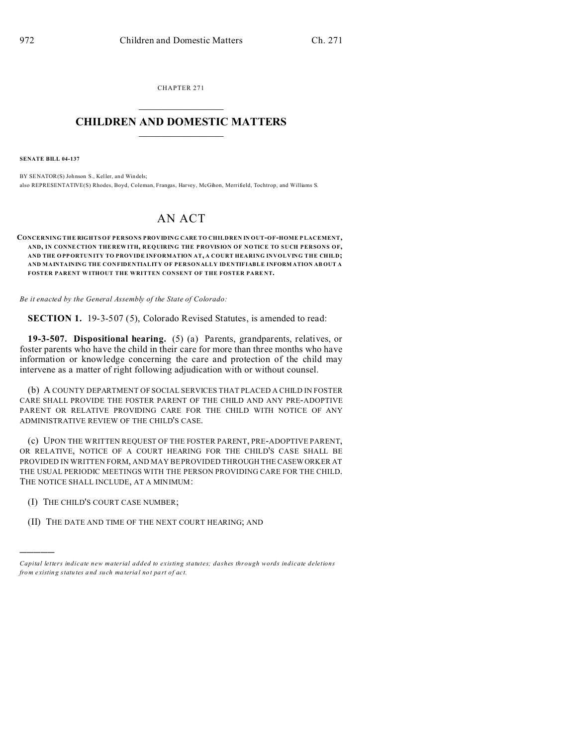CHAPTER 271

# CHILDREN AND DOMESTIC MATTERS

**SENATE BILL 04-137**

BY SENATOR(S) Johnson S., Keller, and Windels;
also REPRESENTATIVE(S) Rhodes, Boyd, Coleman, Frangas, Harvey, McGihon, Merrifield, Tochtrop, and Williams S.

# AN ACT

**CONCERNING THE RIGHTS OF PERSONS PROVIDING CARE TO CHILDREN IN OUT-OF-HOME PLACEMENT, AND, IN CONNECTION THEREWITH, REQUIRING THE PROVISION OF NOTICE TO SUCH PERSONS OF, AND THE OPPORTUNITY TO PROVIDE INFORMATION AT, A COURT HEARING INVOLVING THE CHILD; AND MAINTAINING THE CONFIDENTIALITY OF PERSONALLY IDENTIFIABLE INFORMATION ABOUT A FOSTER PARENT WITHOUT THE WRITTEN CONSENT OF THE FOSTER PARENT.**

*Be it enacted by the General Assembly of the State of Colorado:*

**SECTION 1.** 19-3-507 (5), Colorado Revised Statutes, is amended to read:

**19-3-507. Dispositional hearing.** (5) (a) Parents, grandparents, relatives, or foster parents who have the child in their care for more than three months who have information or knowledge concerning the care and protection of the child may intervene as a matter of right following adjudication with or without counsel.

(b) A COUNTY DEPARTMENT OF SOCIAL SERVICES THAT PLACED A CHILD IN FOSTER CARE SHALL PROVIDE THE FOSTER PARENT OF THE CHILD AND ANY PRE-ADOPTIVE PARENT OR RELATIVE PROVIDING CARE FOR THE CHILD WITH NOTICE OF ANY ADMINISTRATIVE REVIEW OF THE CHILD'S CASE.

(c) UPON THE WRITTEN REQUEST OF THE FOSTER PARENT, PRE-ADOPTIVE PARENT, OR RELATIVE, NOTICE OF A COURT HEARING FOR THE CHILD'S CASE SHALL BE PROVIDED IN WRITTEN FORM, AND MAY BE PROVIDED THROUGH THE CASEWORKER AT THE USUAL PERIODIC MEETINGS WITH THE PERSON PROVIDING CARE FOR THE CHILD. THE NOTICE SHALL INCLUDE, AT A MINIMUM:

(I) THE CHILD'S COURT CASE NUMBER;

(II) THE DATE AND TIME OF THE NEXT COURT HEARING; AND

---

*Capital letters indicate new material added to existing statutes; dashes through words indicate deletions from existing statutes and such material not part of act.*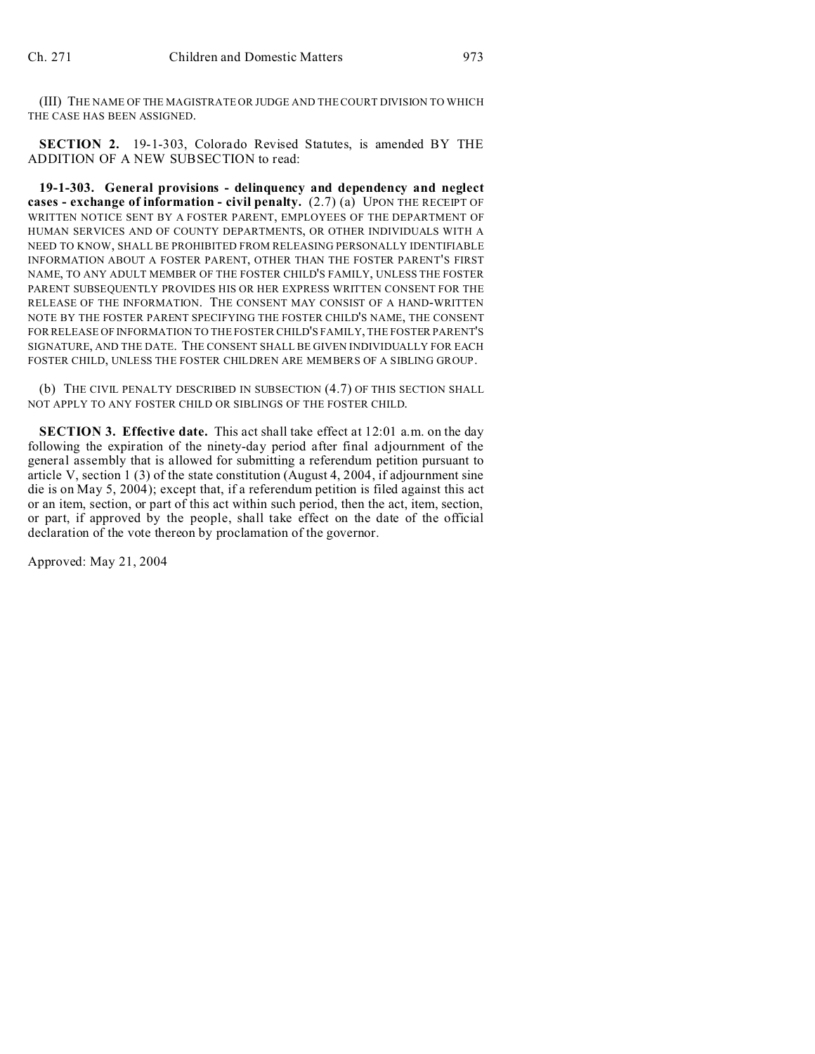(III) THE NAME OF THE MAGISTRATE OR JUDGE AND THE COURT DIVISION TO WHICH THE CASE HAS BEEN ASSIGNED.

**SECTION 2.** 19-1-303, Colorado Revised Statutes, is amended BY THE ADDITION OF A NEW SUBSECTION to read:

**19-1-303. General provisions - delinquency and dependency and neglect cases - exchange of information - civil penalty.** (2.7) (a) UPON THE RECEIPT OF WRITTEN NOTICE SENT BY A FOSTER PARENT, EMPLOYEES OF THE DEPARTMENT OF HUMAN SERVICES AND OF COUNTY DEPARTMENTS, OR OTHER INDIVIDUALS WITH A NEED TO KNOW, SHALL BE PROHIBITED FROM RELEASING PERSONALLY IDENTIFIABLE INFORMATION ABOUT A FOSTER PARENT, OTHER THAN THE FOSTER PARENT'S FIRST NAME, TO ANY ADULT MEMBER OF THE FOSTER CHILD'S FAMILY, UNLESS THE FOSTER PARENT SUBSEQUENTLY PROVIDES HIS OR HER EXPRESS WRITTEN CONSENT FOR THE RELEASE OF THE INFORMATION. THE CONSENT MAY CONSIST OF A HAND-WRITTEN NOTE BY THE FOSTER PARENT SPECIFYING THE FOSTER CHILD'S NAME, THE CONSENT FOR RELEASE OF INFORMATION TO THE FOSTER CHILD'S FAMILY, THE FOSTER PARENT'S SIGNATURE, AND THE DATE. THE CONSENT SHALL BE GIVEN INDIVIDUALLY FOR EACH FOSTER CHILD, UNLESS THE FOSTER CHILDREN ARE MEMBERS OF A SIBLING GROUP.

(b) THE CIVIL PENALTY DESCRIBED IN SUBSECTION (4.7) OF THIS SECTION SHALL NOT APPLY TO ANY FOSTER CHILD OR SIBLINGS OF THE FOSTER CHILD.

**SECTION 3. Effective date.** This act shall take effect at 12:01 a.m. on the day following the expiration of the ninety-day period after final adjournment of the general assembly that is allowed for submitting a referendum petition pursuant to article V, section 1 (3) of the state constitution (August 4, 2004, if adjournment sine die is on May 5, 2004); except that, if a referendum petition is filed against this act or an item, section, or part of this act within such period, then the act, item, section, or part, if approved by the people, shall take effect on the date of the official declaration of the vote thereon by proclamation of the governor.

Approved: May 21, 2004